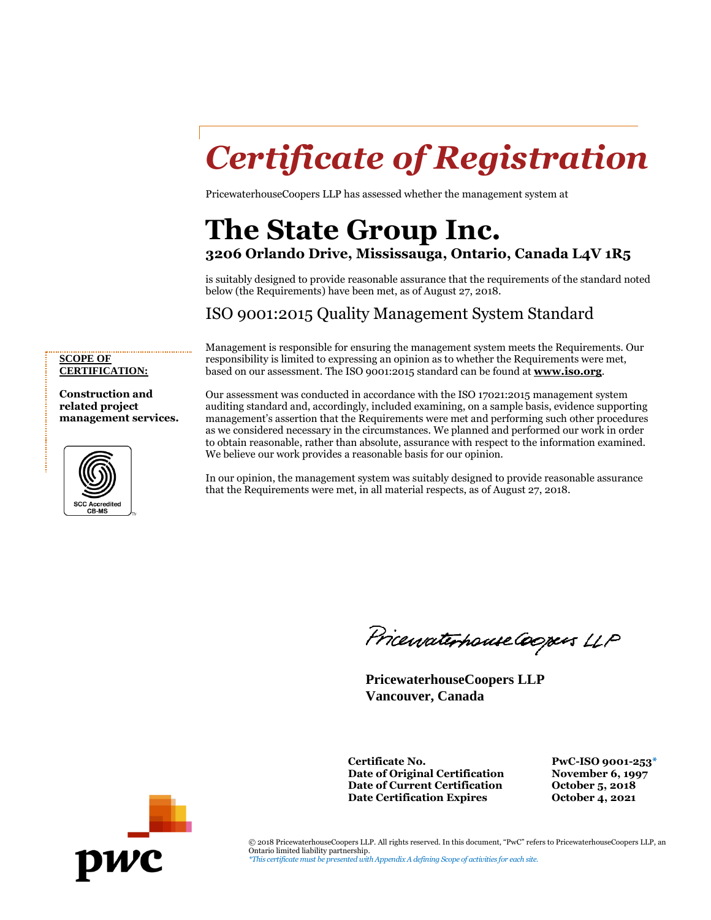# *Certificate of Registration*

PricewaterhouseCoopers LLP has assessed whether the management system at

## The State Group Inc.

**3206 Orlando Drive, Mississauga, Ontario, Canada L4V 1R5**

is suitably designed to provide reasonable assurance that the requirements of the standard noted below (the Requirements) have been met, as of August 27, 2018.

### ISO 9001:2015 Quality Management System Standard

**SCOPE OF CERTIFICATION:**

**Construction and related project management services.**

SCC Accredited CB-MS

Management is responsible for ensuring the management system meets the Requirements. Our responsibility is limited to expressing an opinion as to whether the Requirements were met, based on our assessment. The ISO 9001:2015 standard can be found at **www.iso.org**.

Our assessment was conducted in accordance with the ISO 17021:2015 management system auditing standard and, accordingly, included examining, on a sample basis, evidence supporting management's assertion that the Requirements were met and performing such other procedures as we considered necessary in the circumstances. We planned and performed our work in order to obtain reasonable, rather than absolute, assurance with respect to the information examined. We believe our work provides a reasonable basis for our opinion.

In our opinion, the management system was suitably designed to provide reasonable assurance that the Requirements were met, in all material respects, as of August 27, 2018.

*PricewaterhouseCoopers LLP*

**PricewaterhouseCoopers LLP**
**Vancouver, Canada**

| | |
|---|---|
| **Certificate No.** | **PwC-ISO 9001-253*** |
| **Date of Original Certification** | **November 6, 1997** |
| **Date of Current Certification** | **October 5, 2018** |
| **Date Certification Expires** | **October 4, 2021** |

pwc

© 2018 PricewaterhouseCoopers LLP. All rights reserved. In this document, "PwC" refers to PricewaterhouseCoopers LLP, an Ontario limited liability partnership.
*\*This certificate must be presented with Appendix A defining Scope of activities for each site.*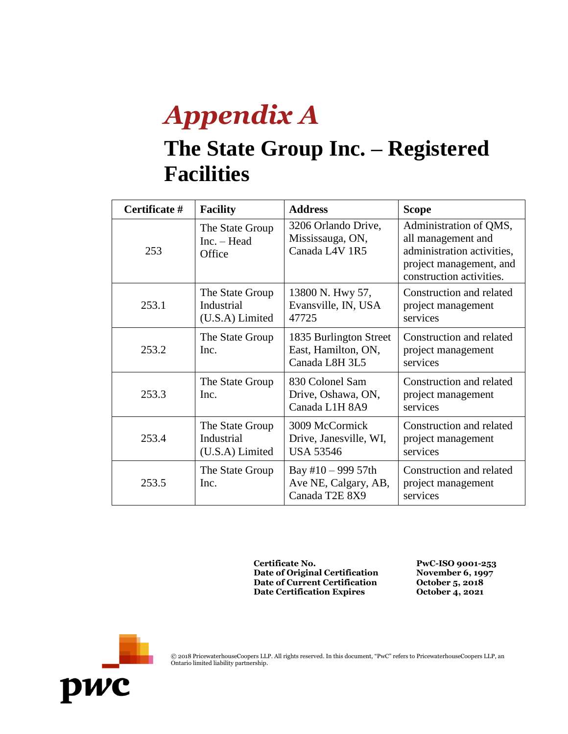# *Appendix A*

## The State Group Inc. – Registered Facilities

| Certificate # | Facility | Address | Scope |
|---|---|---|---|
| 253 | The State Group Inc. – Head Office | 3206 Orlando Drive, Mississauga, ON, Canada L4V 1R5 | Administration of QMS, all management and administration activities, project management, and construction activities. |
| 253.1 | The State Group Industrial (U.S.A) Limited | 13800 N. Hwy 57, Evansville, IN, USA 47725 | Construction and related project management services |
| 253.2 | The State Group Inc. | 1835 Burlington Street East, Hamilton, ON, Canada L8H 3L5 | Construction and related project management services |
| 253.3 | The State Group Inc. | 830 Colonel Sam Drive, Oshawa, ON, Canada L1H 8A9 | Construction and related project management services |
| 253.4 | The State Group Industrial (U.S.A) Limited | 3009 McCormick Drive, Janesville, WI, USA 53546 | Construction and related project management services |
| 253.5 | The State Group Inc. | Bay #10 – 999 57th Ave NE, Calgary, AB, Canada T2E 8X9 | Construction and related project management services |

| | |
|---|---|
| **Certificate No.** | **PwC-ISO 9001-253** |
| **Date of Original Certification** | **November 6, 1997** |
| **Date of Current Certification** | **October 5, 2018** |
| **Date Certification Expires** | **October 4, 2021** |

© 2018 PricewaterhouseCoopers LLP. All rights reserved. In this document, "PwC" refers to PricewaterhouseCoopers LLP, an Ontario limited liability partnership.

pwc